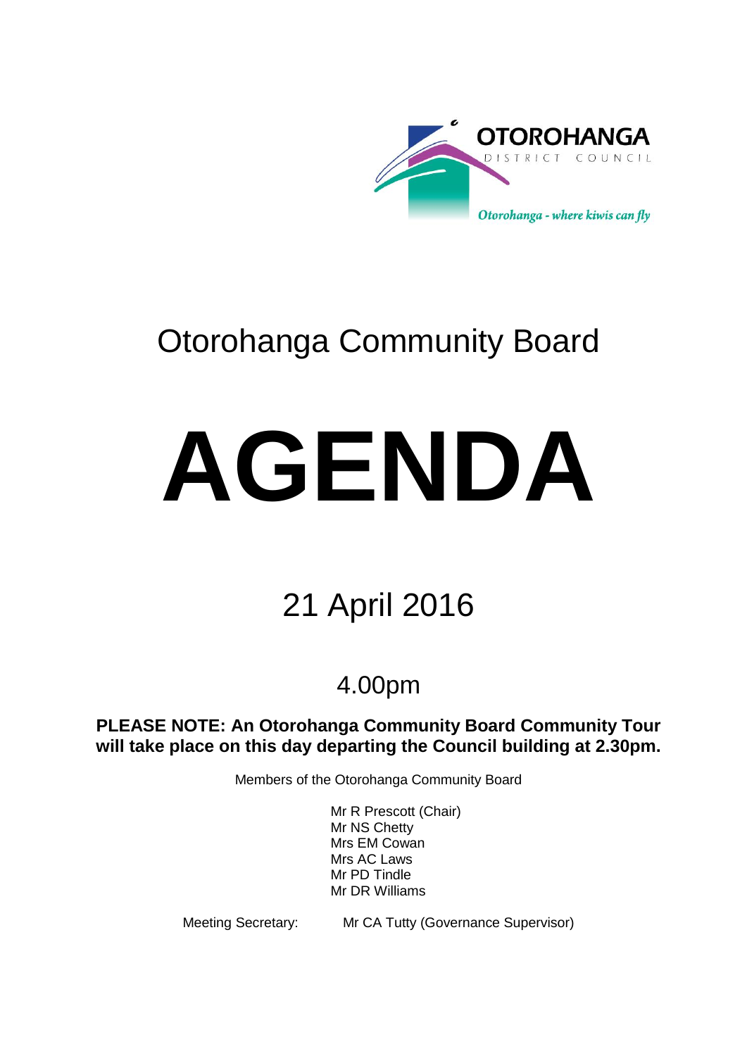OTOROHANGA DISTRICT COUNCIL

*Otorohanga - where kiwis can fly*

# Otorohanga Community Board

# AGENDA

## 21 April 2016

### 4.00pm

**PLEASE NOTE: An Otorohanga Community Board Community Tour will take place on this day departing the Council building at 2.30pm.**

Members of the Otorohanga Community Board

Mr R Prescott (Chair)
Mr NS Chetty
Mrs EM Cowan
Mrs AC Laws
Mr PD Tindle
Mr DR Williams

Meeting Secretary: Mr CA Tutty (Governance Supervisor)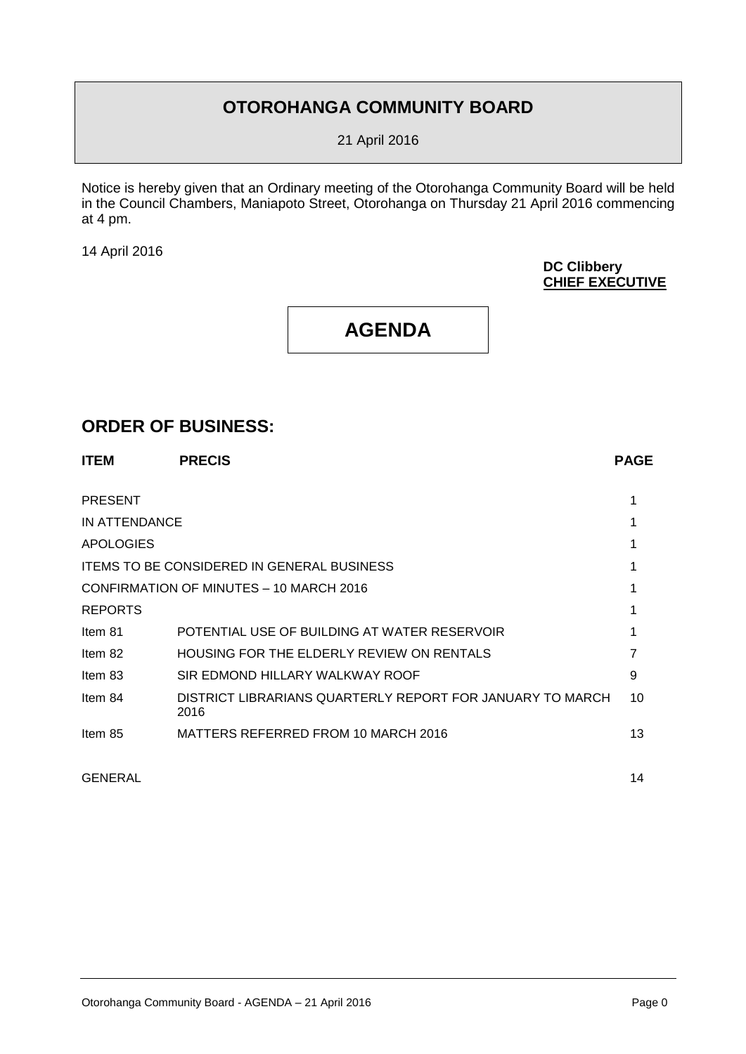# OTOROHANGA COMMUNITY BOARD

21 April 2016

Notice is hereby given that an Ordinary meeting of the Otorohanga Community Board will be held in the Council Chambers, Maniapoto Street, Otorohanga on Thursday 21 April 2016 commencing at 4 pm.

14 April 2016

**DC Clibbery**
**CHIEF EXECUTIVE**

# AGENDA

## ORDER OF BUSINESS:

| ITEM | PRECIS | PAGE |
|---|---|---|
| PRESENT | | 1 |
| IN ATTENDANCE | | 1 |
| APOLOGIES | | 1 |
| ITEMS TO BE CONSIDERED IN GENERAL BUSINESS | | 1 |
| CONFIRMATION OF MINUTES – 10 MARCH 2016 | | 1 |
| REPORTS | | 1 |
| Item 81 | POTENTIAL USE OF BUILDING AT WATER RESERVOIR | 1 |
| Item 82 | HOUSING FOR THE ELDERLY REVIEW ON RENTALS | 7 |
| Item 83 | SIR EDMOND HILLARY WALKWAY ROOF | 9 |
| Item 84 | DISTRICT LIBRARIANS QUARTERLY REPORT FOR JANUARY TO MARCH 2016 | 10 |
| Item 85 | MATTERS REFERRED FROM 10 MARCH 2016 | 13 |
| GENERAL | | 14 |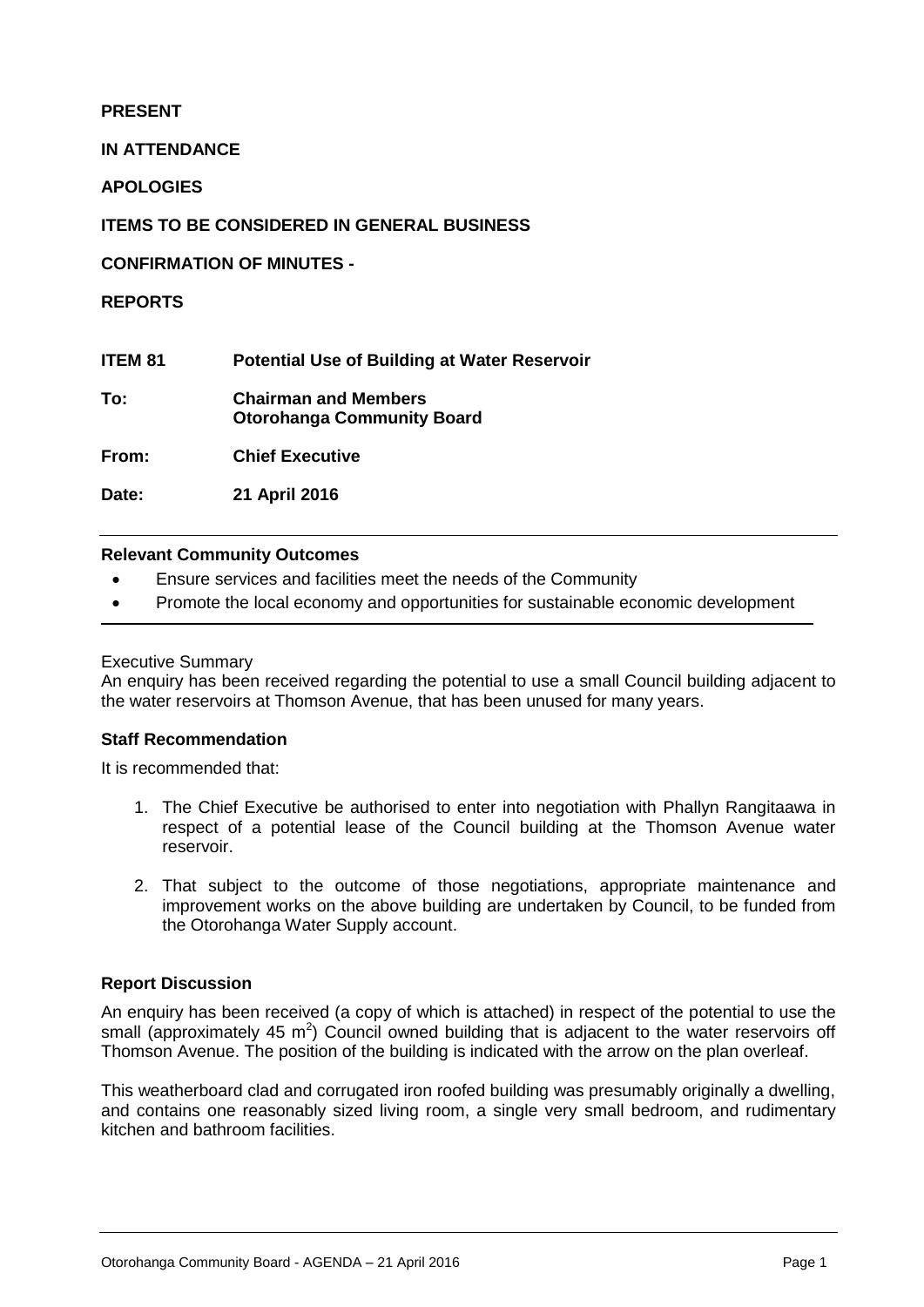**PRESENT**

**IN ATTENDANCE**

**APOLOGIES**

**ITEMS TO BE CONSIDERED IN GENERAL BUSINESS**

**CONFIRMATION OF MINUTES -**

**REPORTS**

| | |
|---|---|
| **ITEM 81** | **Potential Use of Building at Water Reservoir** |
| **To:** | **Chairman and Members Otorohanga Community Board** |
| **From:** | **Chief Executive** |
| **Date:** | **21 April 2016** |

**Relevant Community Outcomes**

- Ensure services and facilities meet the needs of the Community
- Promote the local economy and opportunities for sustainable economic development

Executive Summary

An enquiry has been received regarding the potential to use a small Council building adjacent to the water reservoirs at Thomson Avenue, that has been unused for many years.

**Staff Recommendation**

It is recommended that:

1. The Chief Executive be authorised to enter into negotiation with Phallyn Rangitaawa in respect of a potential lease of the Council building at the Thomson Avenue water reservoir.

2. That subject to the outcome of those negotiations, appropriate maintenance and improvement works on the above building are undertaken by Council, to be funded from the Otorohanga Water Supply account.

**Report Discussion**

An enquiry has been received (a copy of which is attached) in respect of the potential to use the small (approximately 45 $m^2$) Council owned building that is adjacent to the water reservoirs off Thomson Avenue. The position of the building is indicated with the arrow on the plan overleaf.

This weatherboard clad and corrugated iron roofed building was presumably originally a dwelling, and contains one reasonably sized living room, a single very small bedroom, and rudimentary kitchen and bathroom facilities.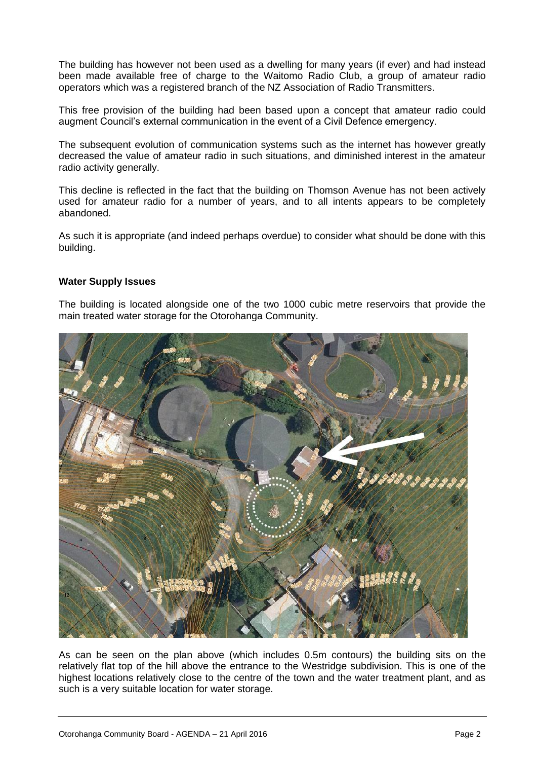The building has however not been used as a dwelling for many years (if ever) and had instead been made available free of charge to the Waitomo Radio Club, a group of amateur radio operators which was a registered branch of the NZ Association of Radio Transmitters.

This free provision of the building had been based upon a concept that amateur radio could augment Council's external communication in the event of a Civil Defence emergency.

The subsequent evolution of communication systems such as the internet has however greatly decreased the value of amateur radio in such situations, and diminished interest in the amateur radio activity generally.

This decline is reflected in the fact that the building on Thomson Avenue has not been actively used for amateur radio for a number of years, and to all intents appears to be completely abandoned.

As such it is appropriate (and indeed perhaps overdue) to consider what should be done with this building.

**Water Supply Issues**

The building is located alongside one of the two 1000 cubic metre reservoirs that provide the main treated water storage for the Otorohanga Community.

As can be seen on the plan above (which includes 0.5m contours) the building sits on the relatively flat top of the hill above the entrance to the Westridge subdivision. This is one of the highest locations relatively close to the centre of the town and the water treatment plant, and as such is a very suitable location for water storage.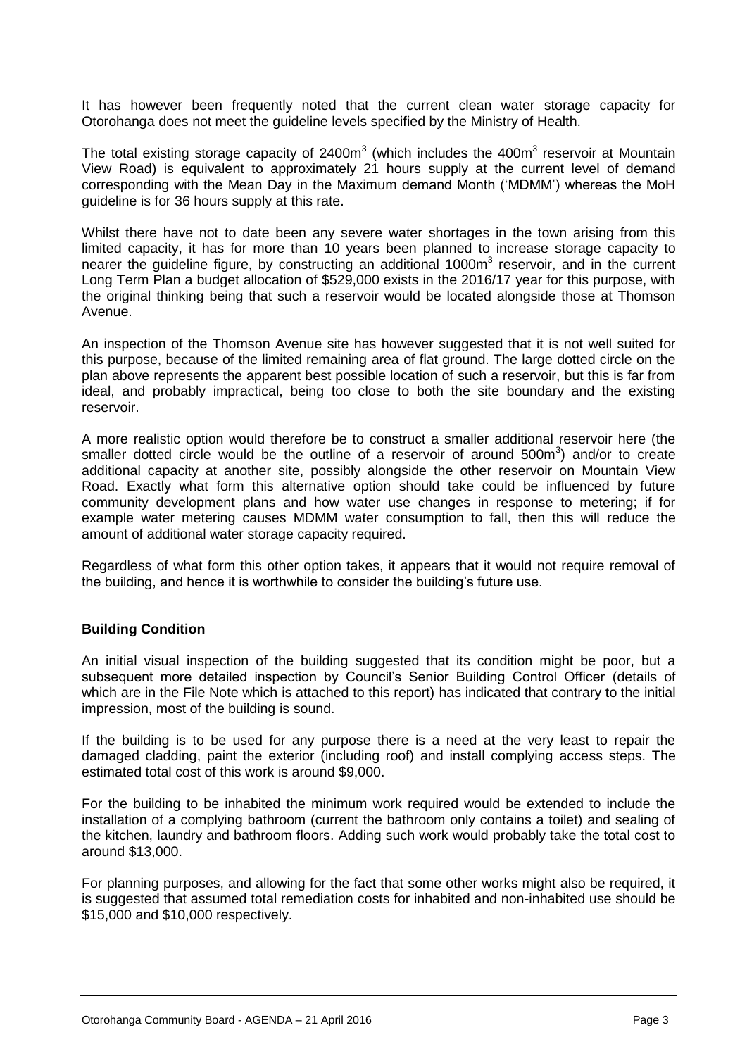It has however been frequently noted that the current clean water storage capacity for Otorohanga does not meet the guideline levels specified by the Ministry of Health.

The total existing storage capacity of 2400m$^3$ (which includes the 400m$^3$ reservoir at Mountain View Road) is equivalent to approximately 21 hours supply at the current level of demand corresponding with the Mean Day in the Maximum demand Month ('MDMM') whereas the MoH guideline is for 36 hours supply at this rate.

Whilst there have not to date been any severe water shortages in the town arising from this limited capacity, it has for more than 10 years been planned to increase storage capacity to nearer the guideline figure, by constructing an additional 1000m$^3$ reservoir, and in the current Long Term Plan a budget allocation of $529,000 exists in the 2016/17 year for this purpose, with the original thinking being that such a reservoir would be located alongside those at Thomson Avenue.

An inspection of the Thomson Avenue site has however suggested that it is not well suited for this purpose, because of the limited remaining area of flat ground. The large dotted circle on the plan above represents the apparent best possible location of such a reservoir, but this is far from ideal, and probably impractical, being too close to both the site boundary and the existing reservoir.

A more realistic option would therefore be to construct a smaller additional reservoir here (the smaller dotted circle would be the outline of a reservoir of around 500m$^3$) and/or to create additional capacity at another site, possibly alongside the other reservoir on Mountain View Road. Exactly what form this alternative option should take could be influenced by future community development plans and how water use changes in response to metering; if for example water metering causes MDMM water consumption to fall, then this will reduce the amount of additional water storage capacity required.

Regardless of what form this other option takes, it appears that it would not require removal of the building, and hence it is worthwhile to consider the building's future use.

**Building Condition**

An initial visual inspection of the building suggested that its condition might be poor, but a subsequent more detailed inspection by Council's Senior Building Control Officer (details of which are in the File Note which is attached to this report) has indicated that contrary to the initial impression, most of the building is sound.

If the building is to be used for any purpose there is a need at the very least to repair the damaged cladding, paint the exterior (including roof) and install complying access steps. The estimated total cost of this work is around $9,000.

For the building to be inhabited the minimum work required would be extended to include the installation of a complying bathroom (current the bathroom only contains a toilet) and sealing of the kitchen, laundry and bathroom floors. Adding such work would probably take the total cost to around $13,000.

For planning purposes, and allowing for the fact that some other works might also be required, it is suggested that assumed total remediation costs for inhabited and non-inhabited use should be $15,000 and $10,000 respectively.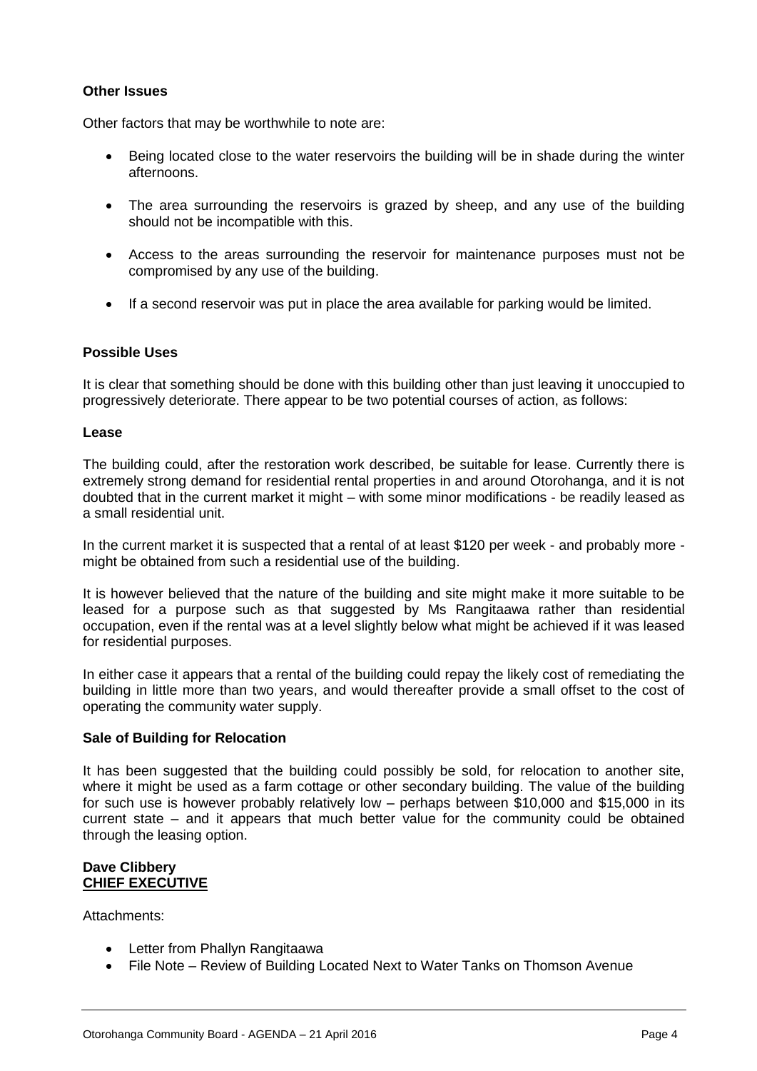**Other Issues**

Other factors that may be worthwhile to note are:

- Being located close to the water reservoirs the building will be in shade during the winter afternoons.
- The area surrounding the reservoirs is grazed by sheep, and any use of the building should not be incompatible with this.
- Access to the areas surrounding the reservoir for maintenance purposes must not be compromised by any use of the building.
- If a second reservoir was put in place the area available for parking would be limited.

**Possible Uses**

It is clear that something should be done with this building other than just leaving it unoccupied to progressively deteriorate. There appear to be two potential courses of action, as follows:

**Lease**

The building could, after the restoration work described, be suitable for lease. Currently there is extremely strong demand for residential rental properties in and around Otorohanga, and it is not doubted that in the current market it might – with some minor modifications - be readily leased as a small residential unit.

In the current market it is suspected that a rental of at least $120 per week - and probably more - might be obtained from such a residential use of the building.

It is however believed that the nature of the building and site might make it more suitable to be leased for a purpose such as that suggested by Ms Rangitaawa rather than residential occupation, even if the rental was at a level slightly below what might be achieved if it was leased for residential purposes.

In either case it appears that a rental of the building could repay the likely cost of remediating the building in little more than two years, and would thereafter provide a small offset to the cost of operating the community water supply.

**Sale of Building for Relocation**

It has been suggested that the building could possibly be sold, for relocation to another site, where it might be used as a farm cottage or other secondary building. The value of the building for such use is however probably relatively low – perhaps between $10,000 and $15,000 in its current state – and it appears that much better value for the community could be obtained through the leasing option.

**Dave Clibbery**
**CHIEF EXECUTIVE**

Attachments:

- Letter from Phallyn Rangitaawa
- File Note – Review of Building Located Next to Water Tanks on Thomson Avenue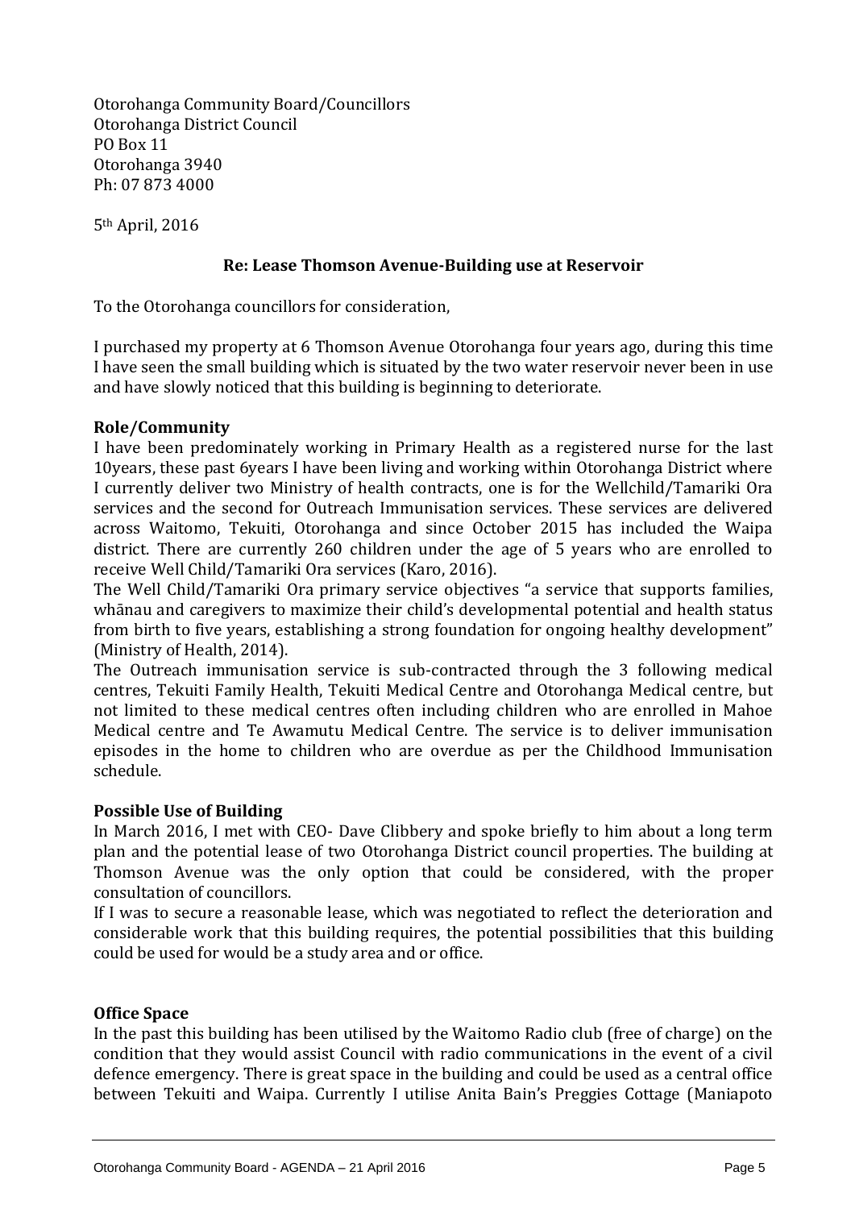Otorohanga Community Board/Councillors
Otorohanga District Council
PO Box 11
Otorohanga 3940
Ph: 07 873 4000

5th April, 2016

**Re: Lease Thomson Avenue-Building use at Reservoir**

To the Otorohanga councillors for consideration,

I purchased my property at 6 Thomson Avenue Otorohanga four years ago, during this time I have seen the small building which is situated by the two water reservoir never been in use and have slowly noticed that this building is beginning to deteriorate.

**Role/Community**

I have been predominately working in Primary Health as a registered nurse for the last 10years, these past 6years I have been living and working within Otorohanga District where I currently deliver two Ministry of health contracts, one is for the Wellchild/Tamariki Ora services and the second for Outreach Immunisation services. These services are delivered across Waitomo, Tekuiti, Otorohanga and since October 2015 has included the Waipa district. There are currently 260 children under the age of 5 years who are enrolled to receive Well Child/Tamariki Ora services (Karo, 2016).

The Well Child/Tamariki Ora primary service objectives "a service that supports families, whānau and caregivers to maximize their child's developmental potential and health status from birth to five years, establishing a strong foundation for ongoing healthy development" (Ministry of Health, 2014).

The Outreach immunisation service is sub-contracted through the 3 following medical centres, Tekuiti Family Health, Tekuiti Medical Centre and Otorohanga Medical centre, but not limited to these medical centres often including children who are enrolled in Mahoe Medical centre and Te Awamutu Medical Centre. The service is to deliver immunisation episodes in the home to children who are overdue as per the Childhood Immunisation schedule.

**Possible Use of Building**

In March 2016, I met with CEO- Dave Clibbery and spoke briefly to him about a long term plan and the potential lease of two Otorohanga District council properties. The building at Thomson Avenue was the only option that could be considered, with the proper consultation of councillors.

If I was to secure a reasonable lease, which was negotiated to reflect the deterioration and considerable work that this building requires, the potential possibilities that this building could be used for would be a study area and or office.

**Office Space**

In the past this building has been utilised by the Waitomo Radio club (free of charge) on the condition that they would assist Council with radio communications in the event of a civil defence emergency. There is great space in the building and could be used as a central office between Tekuiti and Waipa. Currently I utilise Anita Bain's Preggies Cottage (Maniapoto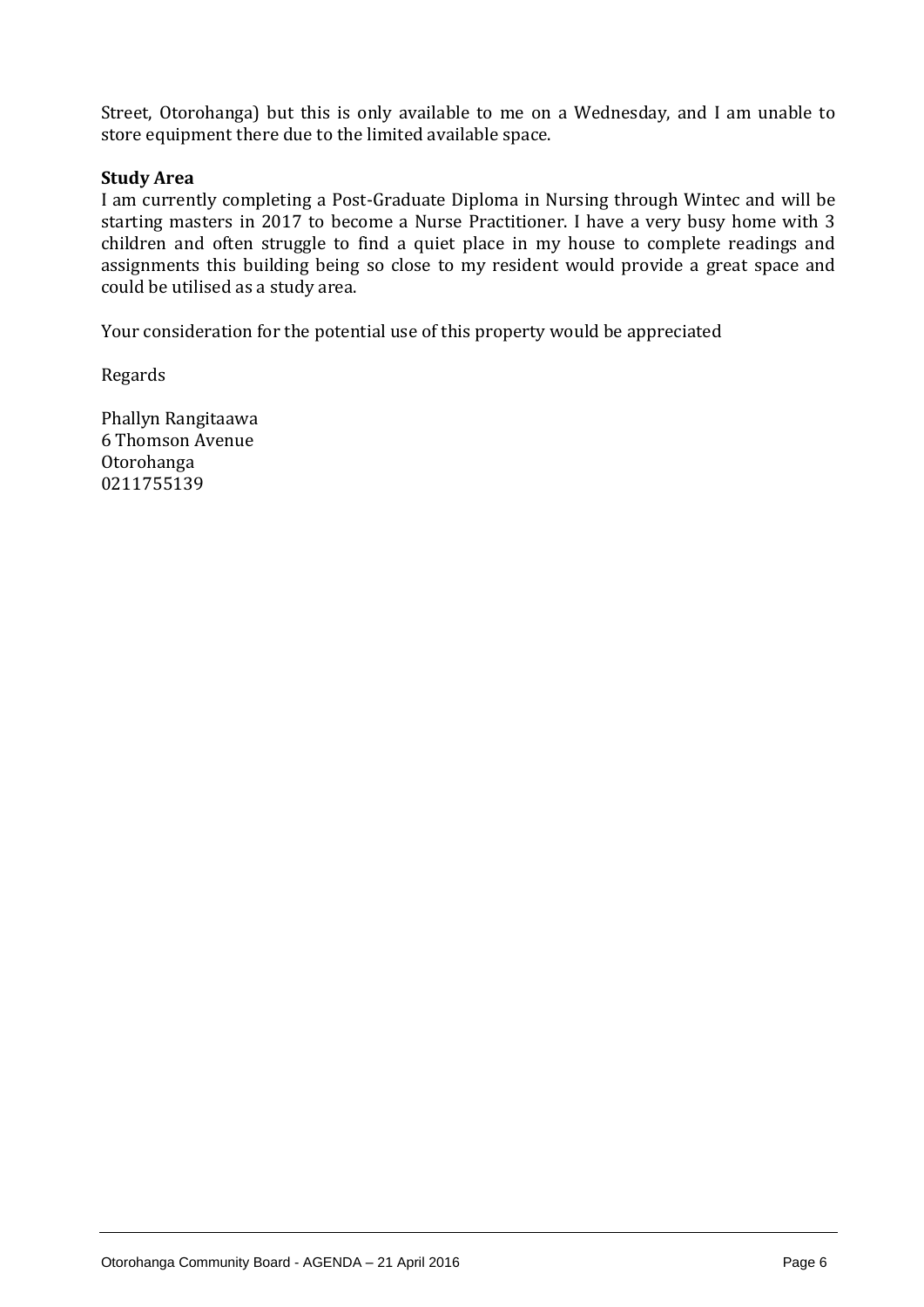Street, Otorohanga) but this is only available to me on a Wednesday, and I am unable to store equipment there due to the limited available space.

**Study Area**

I am currently completing a Post-Graduate Diploma in Nursing through Wintec and will be starting masters in 2017 to become a Nurse Practitioner. I have a very busy home with 3 children and often struggle to find a quiet place in my house to complete readings and assignments this building being so close to my resident would provide a great space and could be utilised as a study area.

Your consideration for the potential use of this property would be appreciated

Regards

Phallyn Rangitaawa
6 Thomson Avenue
Otorohanga
0211755139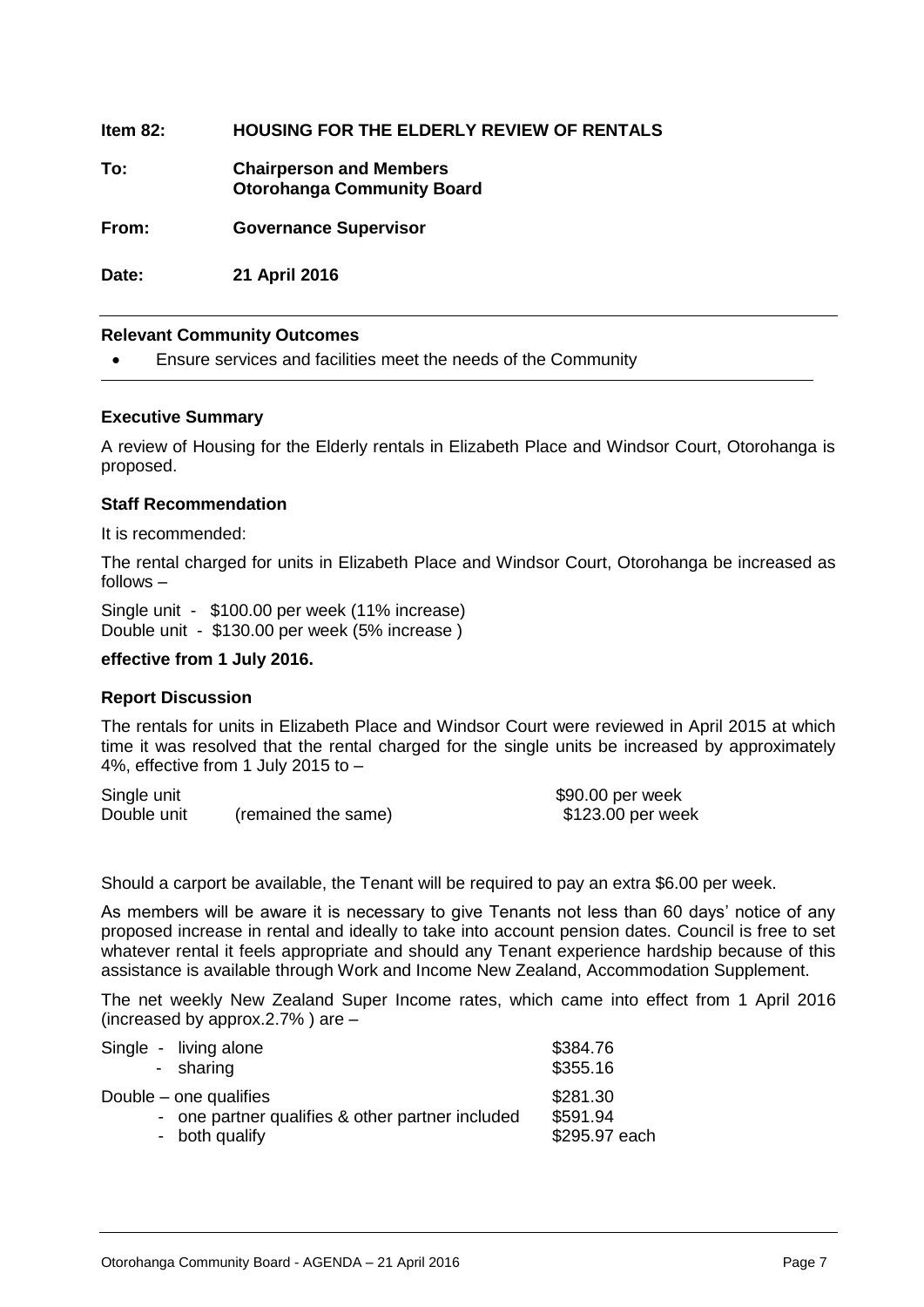**Item 82: HOUSING FOR THE ELDERLY REVIEW OF RENTALS**

**To: Chairperson and Members**
**Otorohanga Community Board**

**From: Governance Supervisor**

**Date: 21 April 2016**

## Relevant Community Outcomes

- Ensure services and facilities meet the needs of the Community

## Executive Summary

A review of Housing for the Elderly rentals in Elizabeth Place and Windsor Court, Otorohanga is proposed.

## Staff Recommendation

It is recommended:

The rental charged for units in Elizabeth Place and Windsor Court, Otorohanga be increased as follows –

Single unit - $100.00 per week (11% increase)
Double unit - $130.00 per week (5% increase )

**effective from 1 July 2016.**

## Report Discussion

The rentals for units in Elizabeth Place and Windsor Court were reviewed in April 2015 at which time it was resolved that the rental charged for the single units be increased by approximately 4%, effective from 1 July 2015 to –

| | | |
|---|---|---|
| Single unit | | $90.00 per week |
| Double unit | (remained the same) | $123.00 per week |

Should a carport be available, the Tenant will be required to pay an extra $6.00 per week.

As members will be aware it is necessary to give Tenants not less than 60 days' notice of any proposed increase in rental and ideally to take into account pension dates. Council is free to set whatever rental it feels appropriate and should any Tenant experience hardship because of this assistance is available through Work and Income New Zealand, Accommodation Supplement.

The net weekly New Zealand Super Income rates, which came into effect from 1 April 2016 (increased by approx.2.7% ) are –

| | |
|---|---|
| Single - living alone | $384.76 |
| - sharing | $355.16 |
| Double – one qualifies | $281.30 |
| - one partner qualifies & other partner included | $591.94 |
| - both qualify | $295.97 each |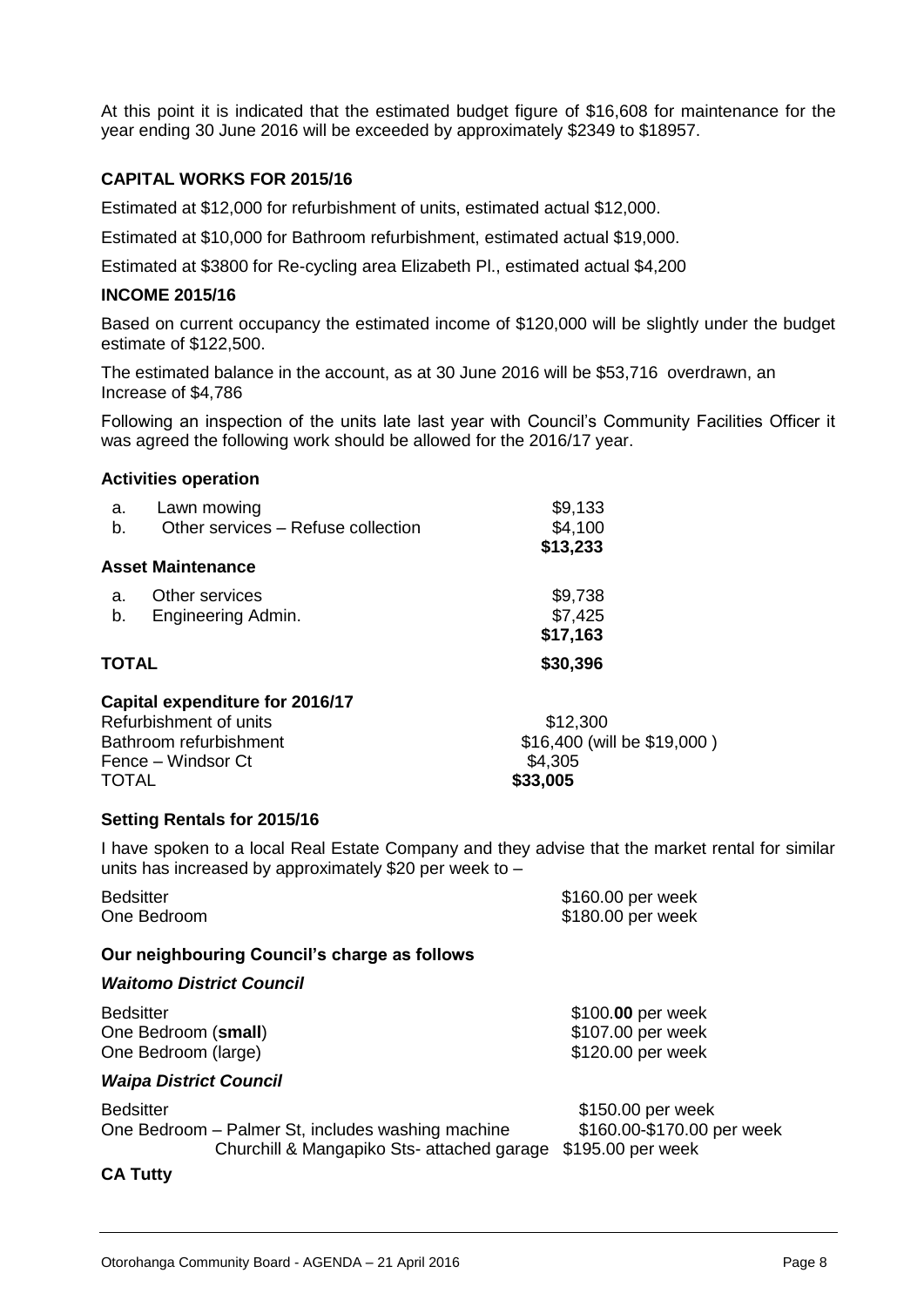At this point it is indicated that the estimated budget figure of $16,608 for maintenance for the year ending 30 June 2016 will be exceeded by approximately $2349 to $18957.

### CAPITAL WORKS FOR 2015/16

Estimated at $12,000 for refurbishment of units, estimated actual $12,000.

Estimated at $10,000 for Bathroom refurbishment, estimated actual $19,000.

Estimated at $3800 for Re-cycling area Elizabeth Pl., estimated actual $4,200

### INCOME 2015/16

Based on current occupancy the estimated income of $120,000 will be slightly under the budget estimate of $122,500.

The estimated balance in the account, as at 30 June 2016 will be $53,716 overdrawn, an Increase of $4,786

Following an inspection of the units late last year with Council's Community Facilities Officer it was agreed the following work should be allowed for the 2016/17 year.

**Activities operation**

| | | |
|---|---|---|
| a. | Lawn mowing | $9,133 |
| b. | Other services – Refuse collection | $4,100 |
| | | **$13,233** |

**Asset Maintenance**

| | | |
|---|---|---|
| a. | Other services | $9,738 |
| b. | Engineering Admin. | $7,425 |
| | | **$17,163** |

**TOTAL** **$30,396**

**Capital expenditure for 2016/17**

| | |
|---|---|
| Refurbishment of units | $12,300 |
| Bathroom refurbishment | $16,400 (will be $19,000 ) |
| Fence – Windsor Ct | $4,305 |
| TOTAL | **$33,005** |

**Setting Rentals for 2015/16**

I have spoken to a local Real Estate Company and they advise that the market rental for similar units has increased by approximately $20 per week to –

| | |
|---|---|
| Bedsitter | $160.00 per week |
| One Bedroom | $180.00 per week |

**Our neighbouring Council's charge as follows**

***Waitomo District Council***

| | |
|---|---|
| Bedsitter | $100.**00** per week |
| One Bedroom (**small**) | $107.00 per week |
| One Bedroom (large) | $120.00 per week |

***Waipa District Council***

| | |
|---|---|
| Bedsitter | $150.00 per week |
| One Bedroom – Palmer St, includes washing machine | $160.00-$170.00 per week |
| Churchill & Mangapiko Sts- attached garage | $195.00 per week |

**CA Tutty**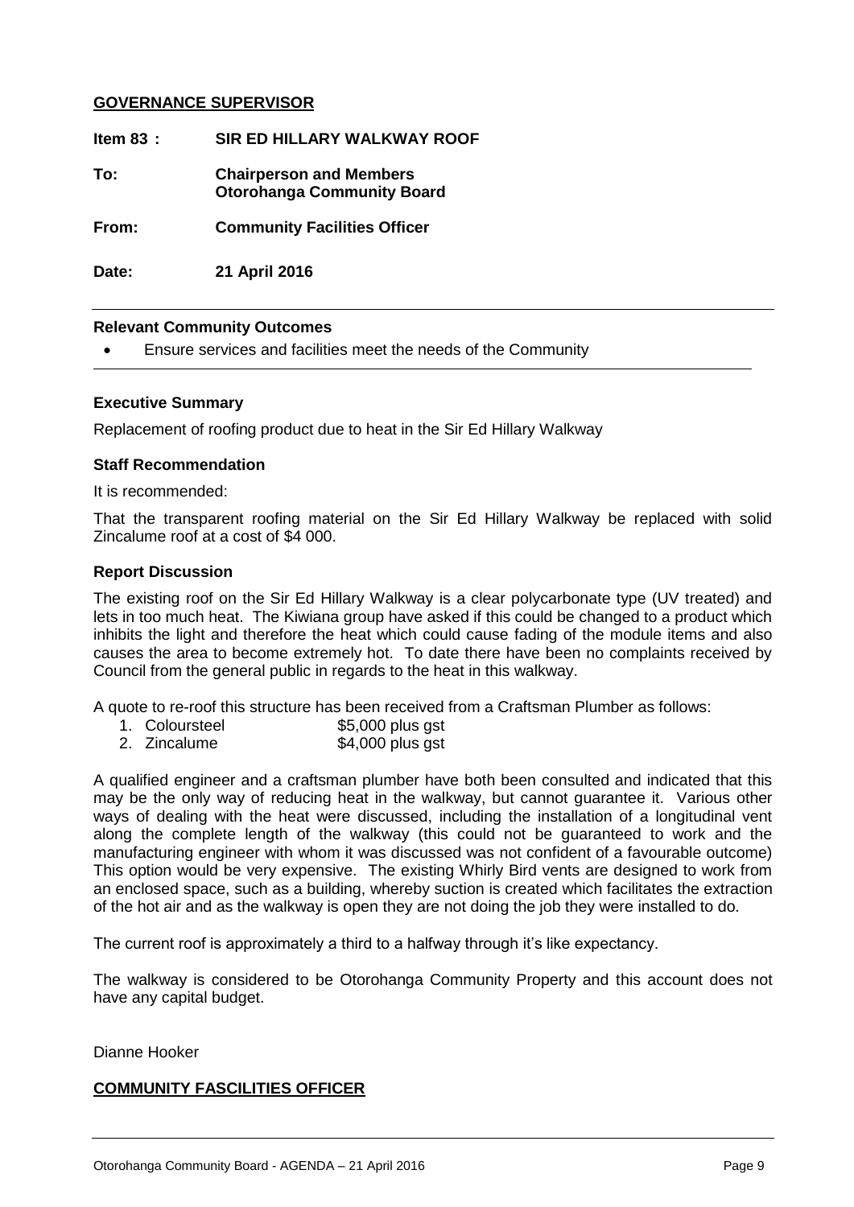**GOVERNANCE SUPERVISOR**

**Item 83 : SIR ED HILLARY WALKWAY ROOF**

**To: Chairperson and Members Otorohanga Community Board**

**From: Community Facilities Officer**

**Date: 21 April 2016**

---

**Relevant Community Outcomes**

- Ensure services and facilities meet the needs of the Community

---

**Executive Summary**

Replacement of roofing product due to heat in the Sir Ed Hillary Walkway

**Staff Recommendation**

It is recommended:

That the transparent roofing material on the Sir Ed Hillary Walkway be replaced with solid Zincalume roof at a cost of $4 000.

**Report Discussion**

The existing roof on the Sir Ed Hillary Walkway is a clear polycarbonate type (UV treated) and lets in too much heat. The Kiwiana group have asked if this could be changed to a product which inhibits the light and therefore the heat which could cause fading of the module items and also causes the area to become extremely hot. To date there have been no complaints received by Council from the general public in regards to the heat in this walkway.

A quote to re-roof this structure has been received from a Craftsman Plumber as follows:

1. Colour­steel $5,000 plus gst
2. Zincalume $4,000 plus gst

A qualified engineer and a craftsman plumber have both been consulted and indicated that this may be the only way of reducing heat in the walkway, but cannot guarantee it. Various other ways of dealing with the heat were discussed, including the installation of a longitudinal vent along the complete length of the walkway (this could not be guaranteed to work and the manufacturing engineer with whom it was discussed was not confident of a favourable outcome) This option would be very expensive. The existing Whirly Bird vents are designed to work from an enclosed space, such as a building, whereby suction is created which facilitates the extraction of the hot air and as the walkway is open they are not doing the job they were installed to do.

The current roof is approximately a third to a halfway through it's like expectancy.

The walkway is considered to be Otorohanga Community Property and this account does not have any capital budget.

Dianne Hooker

**COMMUNITY FASCILITIES OFFICER**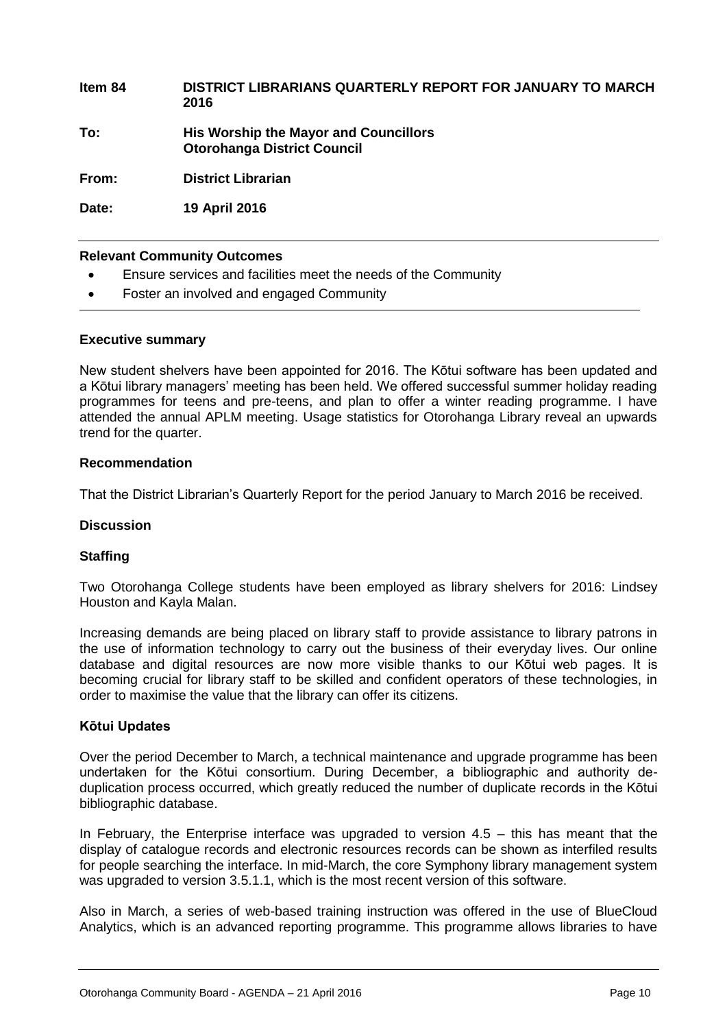| | |
|---|---|
| **Item 84** | **DISTRICT LIBRARIANS QUARTERLY REPORT FOR JANUARY TO MARCH 2016** |
| **To:** | **His Worship the Mayor and Councillors**<br>**Otorohanga District Council** |
| **From:** | **District Librarian** |
| **Date:** | **19 April 2016** |

**Relevant Community Outcomes**

- Ensure services and facilities meet the needs of the Community
- Foster an involved and engaged Community

**Executive summary**

New student shelvers have been appointed for 2016. The Kōtui software has been updated and a Kōtui library managers' meeting has been held. We offered successful summer holiday reading programmes for teens and pre-teens, and plan to offer a winter reading programme. I have attended the annual APLM meeting. Usage statistics for Otorohanga Library reveal an upwards trend for the quarter.

**Recommendation**

That the District Librarian's Quarterly Report for the period January to March 2016 be received.

**Discussion**

**Staffing**

Two Otorohanga College students have been employed as library shelvers for 2016: Lindsey Houston and Kayla Malan.

Increasing demands are being placed on library staff to provide assistance to library patrons in the use of information technology to carry out the business of their everyday lives. Our online database and digital resources are now more visible thanks to our Kōtui web pages. It is becoming crucial for library staff to be skilled and confident operators of these technologies, in order to maximise the value that the library can offer its citizens.

**Kōtui Updates**

Over the period December to March, a technical maintenance and upgrade programme has been undertaken for the Kōtui consortium. During December, a bibliographic and authority de-duplication process occurred, which greatly reduced the number of duplicate records in the Kōtui bibliographic database.

In February, the Enterprise interface was upgraded to version 4.5 – this has meant that the display of catalogue records and electronic resources records can be shown as interfiled results for people searching the interface. In mid-March, the core Symphony library management system was upgraded to version 3.5.1.1, which is the most recent version of this software.

Also in March, a series of web-based training instruction was offered in the use of BlueCloud Analytics, which is an advanced reporting programme. This programme allows libraries to have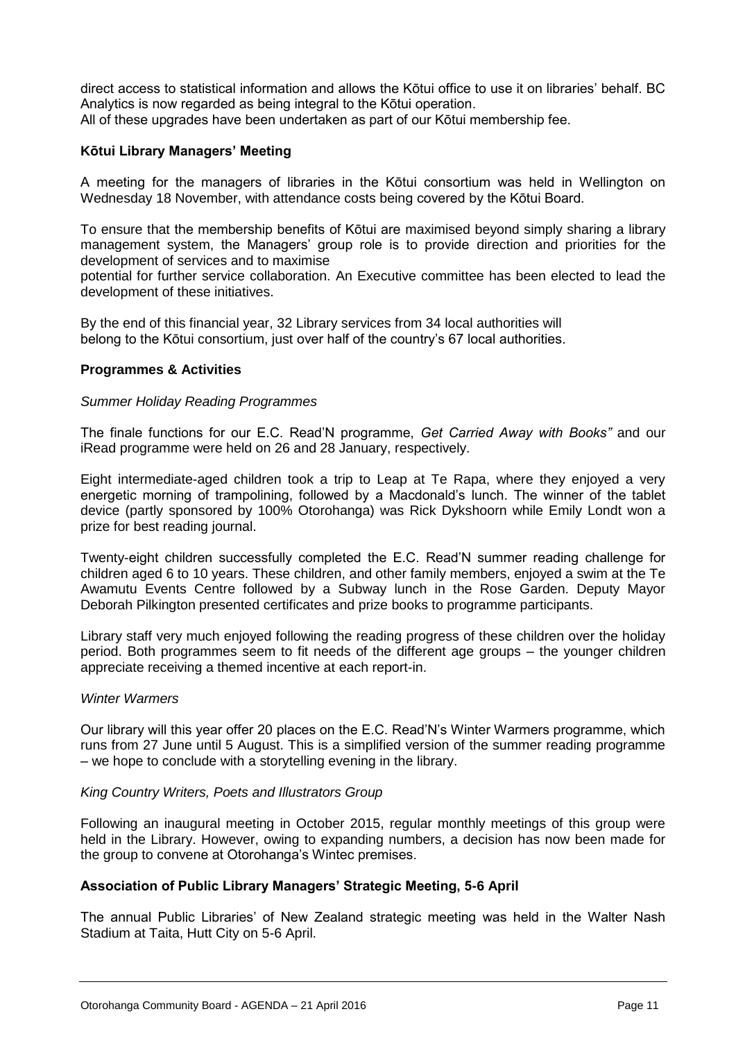direct access to statistical information and allows the Kōtui office to use it on libraries' behalf. BC Analytics is now regarded as being integral to the Kōtui operation.
All of these upgrades have been undertaken as part of our Kōtui membership fee.

**Kōtui Library Managers' Meeting**

A meeting for the managers of libraries in the Kōtui consortium was held in Wellington on Wednesday 18 November, with attendance costs being covered by the Kōtui Board.

To ensure that the membership benefits of Kōtui are maximised beyond simply sharing a library management system, the Managers' group role is to provide direction and priorities for the development of services and to maximise
potential for further service collaboration. An Executive committee has been elected to lead the development of these initiatives.

By the end of this financial year, 32 Library services from 34 local authorities will
belong to the Kōtui consortium, just over half of the country's 67 local authorities.

**Programmes & Activities**

*Summer Holiday Reading Programmes*

The finale functions for our E.C. Read'N programme, *Get Carried Away with Books"* and our iRead programme were held on 26 and 28 January, respectively.

Eight intermediate-aged children took a trip to Leap at Te Rapa, where they enjoyed a very energetic morning of trampolining, followed by a Macdonald's lunch. The winner of the tablet device (partly sponsored by 100% Otorohanga) was Rick Dykshoorn while Emily Londt won a prize for best reading journal.

Twenty-eight children successfully completed the E.C. Read'N summer reading challenge for children aged 6 to 10 years. These children, and other family members, enjoyed a swim at the Te Awamutu Events Centre followed by a Subway lunch in the Rose Garden. Deputy Mayor Deborah Pilkington presented certificates and prize books to programme participants.

Library staff very much enjoyed following the reading progress of these children over the holiday period. Both programmes seem to fit needs of the different age groups – the younger children appreciate receiving a themed incentive at each report-in.

*Winter Warmers*

Our library will this year offer 20 places on the E.C. Read'N's Winter Warmers programme, which runs from 27 June until 5 August. This is a simplified version of the summer reading programme – we hope to conclude with a storytelling evening in the library.

*King Country Writers, Poets and Illustrators Group*

Following an inaugural meeting in October 2015, regular monthly meetings of this group were held in the Library. However, owing to expanding numbers, a decision has now been made for the group to convene at Otorohanga's Wintec premises.

**Association of Public Library Managers' Strategic Meeting, 5-6 April**

The annual Public Libraries' of New Zealand strategic meeting was held in the Walter Nash Stadium at Taita, Hutt City on 5-6 April.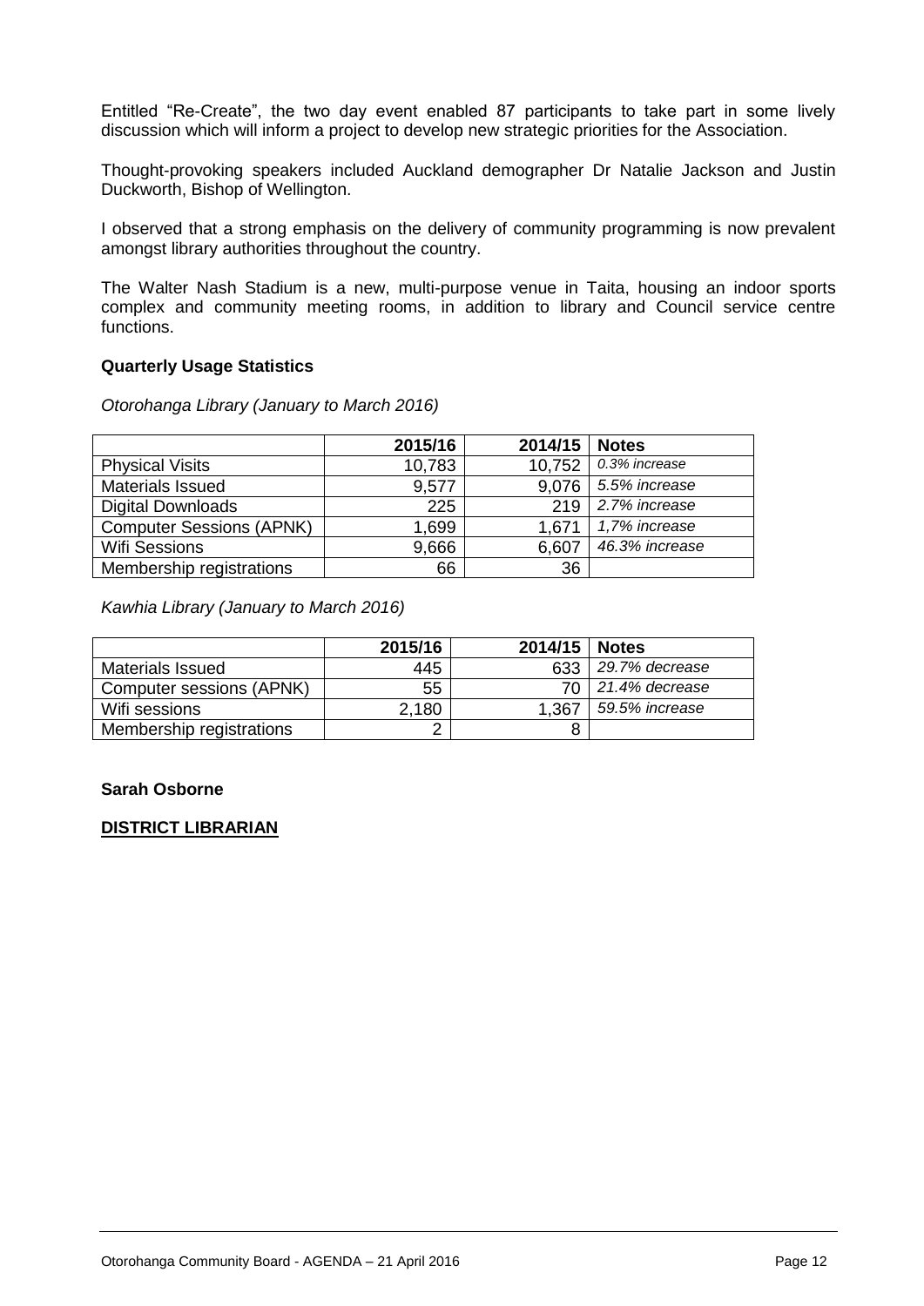Entitled "Re-Create", the two day event enabled 87 participants to take part in some lively discussion which will inform a project to develop new strategic priorities for the Association.

Thought-provoking speakers included Auckland demographer Dr Natalie Jackson and Justin Duckworth, Bishop of Wellington.

I observed that a strong emphasis on the delivery of community programming is now prevalent amongst library authorities throughout the country.

The Walter Nash Stadium is a new, multi-purpose venue in Taita, housing an indoor sports complex and community meeting rooms, in addition to library and Council service centre functions.

**Quarterly Usage Statistics**

*Otorohanga Library (January to March 2016)*

| | 2015/16 | 2014/15 | Notes |
|---|---|---|---|
| Physical Visits | 10,783 | 10,752 | *0.3% increase* |
| Materials Issued | 9,577 | 9,076 | *5.5% increase* |
| Digital Downloads | 225 | 219 | *2.7% increase* |
| Computer Sessions (APNK) | 1,699 | 1,671 | *1,7% increase* |
| Wifi Sessions | 9,666 | 6,607 | *46.3% increase* |
| Membership registrations | 66 | 36 | |

*Kawhia Library (January to March 2016)*

| | 2015/16 | 2014/15 | Notes |
|---|---|---|---|
| Materials Issued | 445 | 633 | *29.7% decrease* |
| Computer sessions (APNK) | 55 | 70 | *21.4% decrease* |
| Wifi sessions | 2,180 | 1,367 | *59.5% increase* |
| Membership registrations | 2 | 8 | |

**Sarah Osborne**

**DISTRICT LIBRARIAN**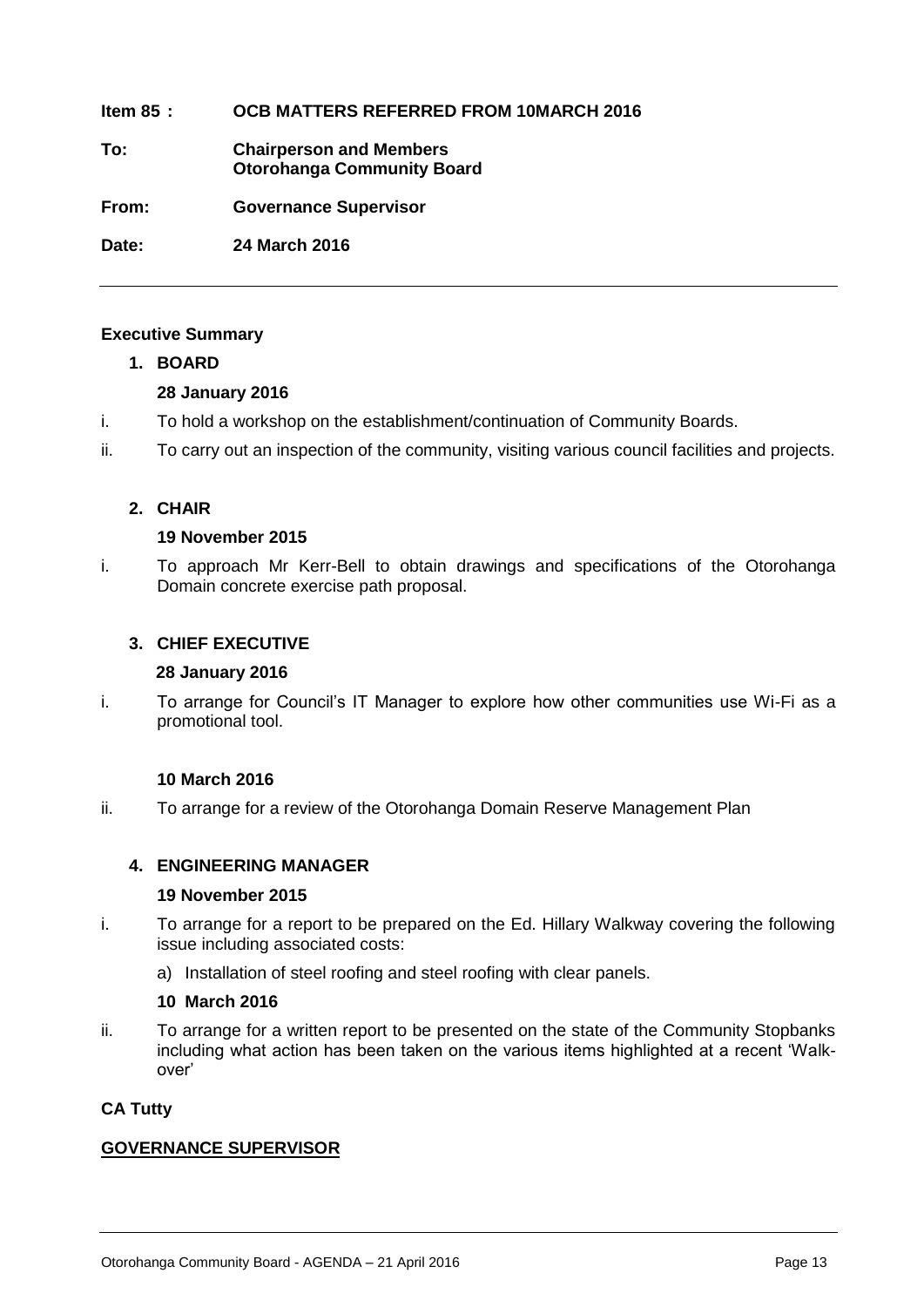**Item 85 : OCB MATTERS REFERRED FROM 10MARCH 2016**

**To: Chairperson and Members**
**Otorohanga Community Board**

**From: Governance Supervisor**

**Date: 24 March 2016**

---

## Executive Summary

### 1. BOARD

**28 January 2016**

i. To hold a workshop on the establishment/continuation of Community Boards.

ii. To carry out an inspection of the community, visiting various council facilities and projects.

### 2. CHAIR

**19 November 2015**

i. To approach Mr Kerr-Bell to obtain drawings and specifications of the Otorohanga Domain concrete exercise path proposal.

### 3. CHIEF EXECUTIVE

**28 January 2016**

i. To arrange for Council's IT Manager to explore how other communities use Wi-Fi as a promotional tool.

**10 March 2016**

ii. To arrange for a review of the Otorohanga Domain Reserve Management Plan

### 4. ENGINEERING MANAGER

**19 November 2015**

i. To arrange for a report to be prepared on the Ed. Hillary Walkway covering the following issue including associated costs:

a) Installation of steel roofing and steel roofing with clear panels.

**10 March 2016**

ii. To arrange for a written report to be presented on the state of the Community Stopbanks including what action has been taken on the various items highlighted at a recent 'Walk-over'

**CA Tutty**

**GOVERNANCE SUPERVISOR**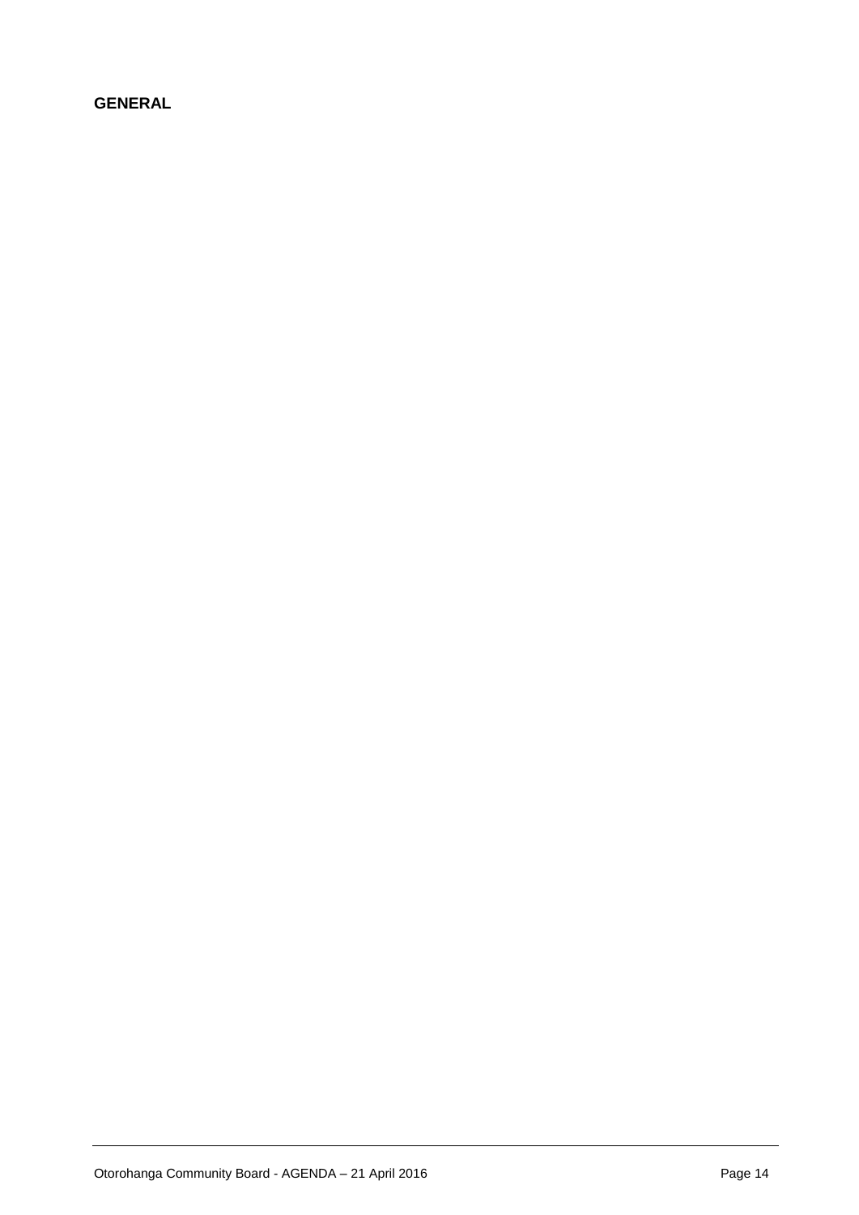**GENERAL**